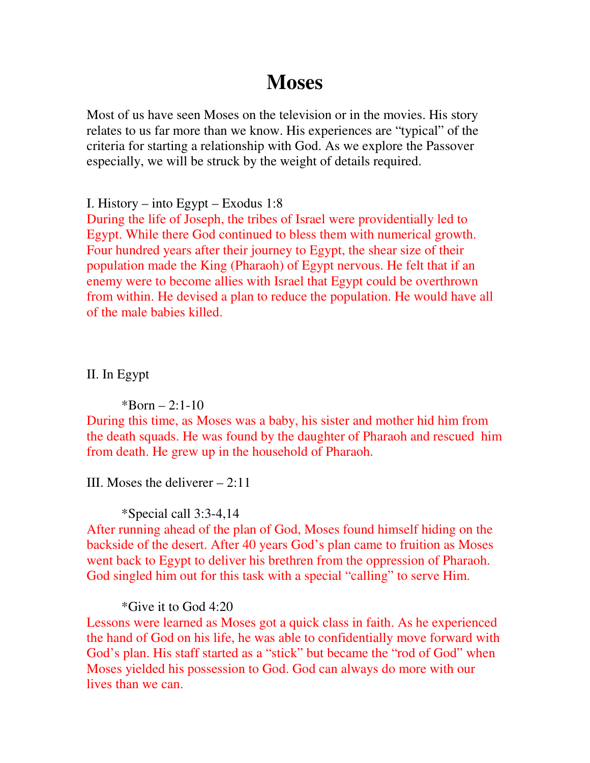# Moses

Most of us have seen Moses on the television or in the movies. His story relates to us far more than we know. His experiences are "typical" of the criteria for starting a relationship with God. As we explore the Passover especially, we will be struck by the weight of details required.

I. History – into Egypt – Exodus 1:8

During the life of Joseph, the tribes of Israel were providentially led to Egypt. While there God continued to bless them with numerical growth. Four hundred years after their journey to Egypt, the shear size of their population made the King (Pharaoh) of Egypt nervous. He felt that if an enemy were to become allies with Israel that Egypt could be overthrown from within. He devised a plan to reduce the population. He would have all of the male babies killed.

II. In Egypt

*Born – 2:1-10

During this time, as Moses was a baby, his sister and mother hid him from the death squads. He was found by the daughter of Pharaoh and rescued him from death. He grew up in the household of Pharaoh.

III. Moses the deliverer – 2:11

*Special call 3:3-4,14

After running ahead of the plan of God, Moses found himself hiding on the backside of the desert. After 40 years God's plan came to fruition as Moses went back to Egypt to deliver his brethren from the oppression of Pharaoh. God singled him out for this task with a special "calling" to serve Him.

*Give it to God 4:20

Lessons were learned as Moses got a quick class in faith. As he experienced the hand of God on his life, he was able to confidentially move forward with God's plan. His staff started as a "stick" but became the "rod of God" when Moses yielded his possession to God. God can always do more with our lives than we can.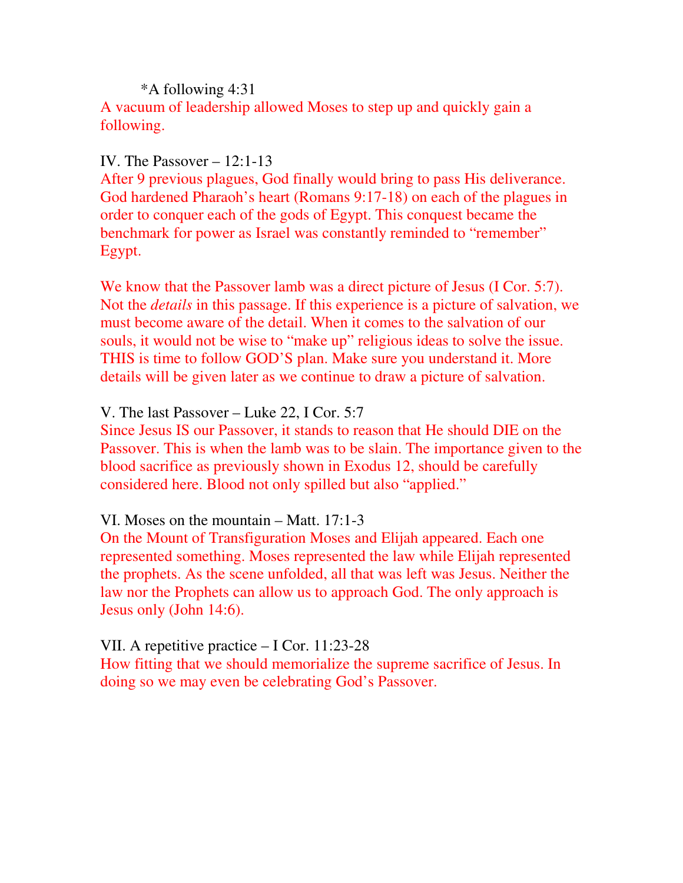*A following 4:31

A vacuum of leadership allowed Moses to step up and quickly gain a following.

IV. The Passover – 12:1-13

After 9 previous plagues, God finally would bring to pass His deliverance. God hardened Pharaoh's heart (Romans 9:17-18) on each of the plagues in order to conquer each of the gods of Egypt. This conquest became the benchmark for power as Israel was constantly reminded to "remember" Egypt.

We know that the Passover lamb was a direct picture of Jesus (I Cor. 5:7). Not the *details* in this passage. If this experience is a picture of salvation, we must become aware of the detail. When it comes to the salvation of our souls, it would not be wise to "make up" religious ideas to solve the issue. THIS is time to follow GOD'S plan. Make sure you understand it. More details will be given later as we continue to draw a picture of salvation.

V. The last Passover – Luke 22, I Cor. 5:7

Since Jesus IS our Passover, it stands to reason that He should DIE on the Passover. This is when the lamb was to be slain. The importance given to the blood sacrifice as previously shown in Exodus 12, should be carefully considered here. Blood not only spilled but also "applied."

VI. Moses on the mountain – Matt. 17:1-3

On the Mount of Transfiguration Moses and Elijah appeared. Each one represented something. Moses represented the law while Elijah represented the prophets. As the scene unfolded, all that was left was Jesus. Neither the law nor the Prophets can allow us to approach God. The only approach is Jesus only (John 14:6).

VII. A repetitive practice – I Cor. 11:23-28

How fitting that we should memorialize the supreme sacrifice of Jesus. In doing so we may even be celebrating God's Passover.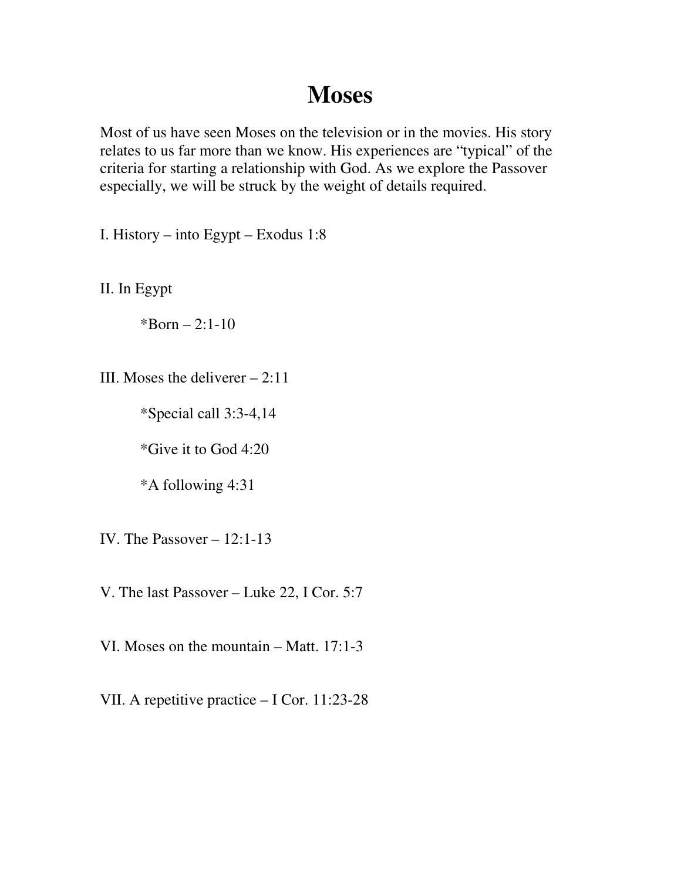# Moses

Most of us have seen Moses on the television or in the movies. His story relates to us far more than we know. His experiences are "typical" of the criteria for starting a relationship with God. As we explore the Passover especially, we will be struck by the weight of details required.

I. History – into Egypt – Exodus 1:8

II. In Egypt

*Born – 2:1-10

III. Moses the deliverer – 2:11

*Special call 3:3-4,14

*Give it to God 4:20

*A following 4:31

IV. The Passover – 12:1-13

V. The last Passover – Luke 22, I Cor. 5:7

VI. Moses on the mountain – Matt. 17:1-3

VII. A repetitive practice – I Cor. 11:23-28